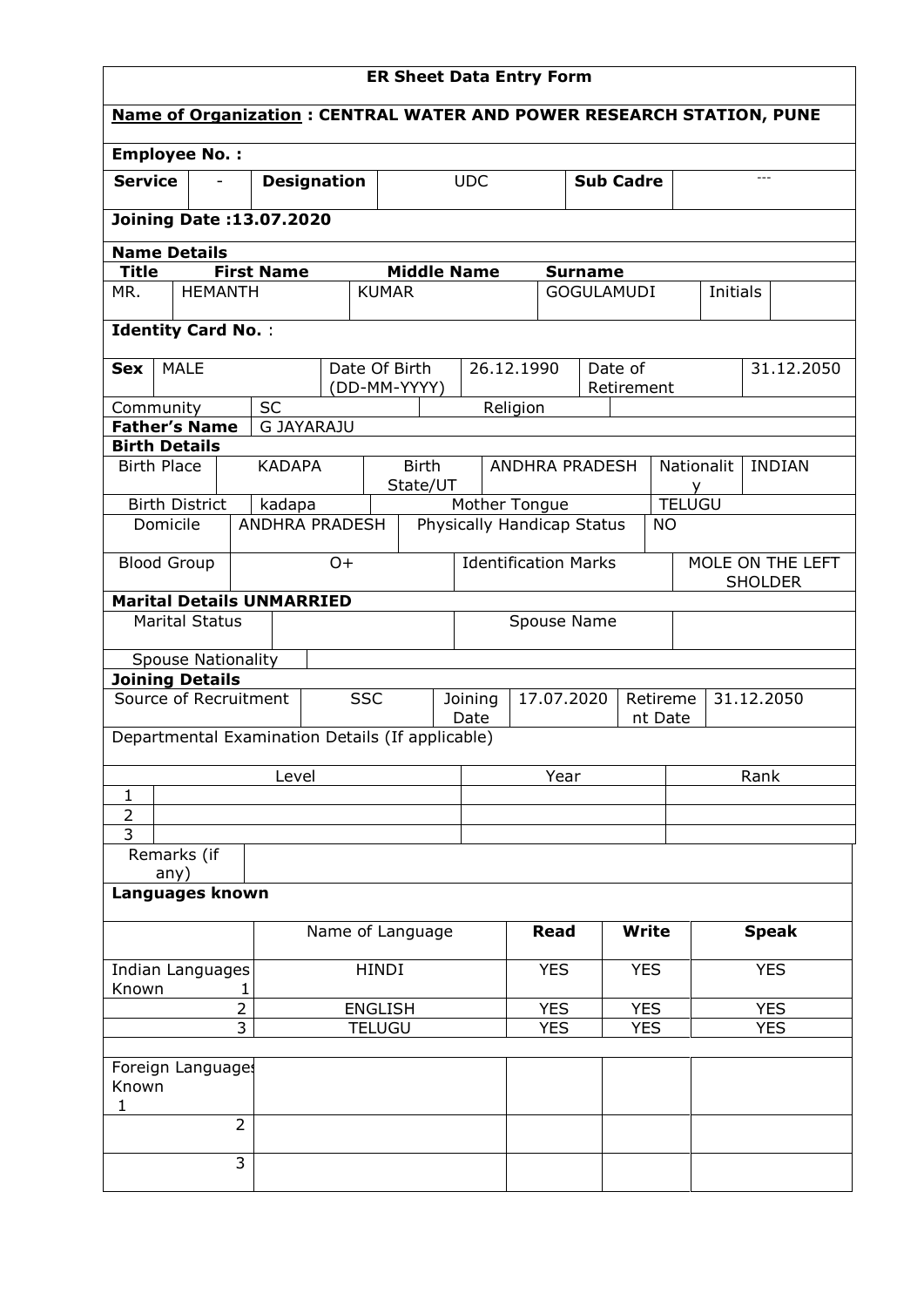# ER Sheet Data Entry Form

**Name of Organization : CENTRAL WATER AND POWER RESEARCH STATION, PUNE**

**Employee No. :**

| **Service** | - | **Designation** | UDC | **Sub Cadre** | --- |
|---|---|---|---|---|---|

**Joining Date :13.07.2020**

**Name Details**

| **Title** | **First Name** | **Middle Name** | **Surname** | | |
|---|---|---|---|---|---|
| MR. | HEMANTH | KUMAR | GOGULAMUDI | Initials | |

**Identity Card No.** :

| **Sex** | MALE | Date Of Birth (DD-MM-YYYY) | 26.12.1990 | Date of Retirement | 31.12.2050 |
|---|---|---|---|---|---|
| Community | SC | | Religion | | |
| **Father's Name** | G JAYARAJU | | | | |

**Birth Details**

| Birth Place | KADAPA | Birth State/UT | ANDHRA PRADESH | Nationality | INDIAN |
|---|---|---|---|---|---|
| Birth District | kadapa | Mother Tongue | | TELUGU | |
| Domicile | ANDHRA PRADESH | Physically Handicap Status | | NO | |
| Blood Group | O+ | Identification Marks | | MOLE ON THE LEFT SHOLDER | |

**Marital Details UNMARRIED**

| Marital Status | | Spouse Name | |
|---|---|---|---|
| Spouse Nationality | | | |

**Joining Details**

| Source of Recruitment | SSC | Joining Date | 17.07.2020 | Retirement Date | 31.12.2050 |
|---|---|---|---|---|---|

Departmental Examination Details (If applicable)

| | Level | Year | Rank |
|---|---|---|---|
| 1 | | | |
| 2 | | | |
| 3 | | | |

| Remarks (if any) | |
|---|---|

**Languages known**

| | Name of Language | **Read** | **Write** | **Speak** |
|---|---|---|---|---|
| Indian Languages Known 1 | HINDI | YES | YES | YES |
| 2 | ENGLISH | YES | YES | YES |
| 3 | TELUGU | YES | YES | YES |
| | | | | |
| Foreign Languages Known 1 | | | | |
| 2 | | | | |
| 3 | | | | |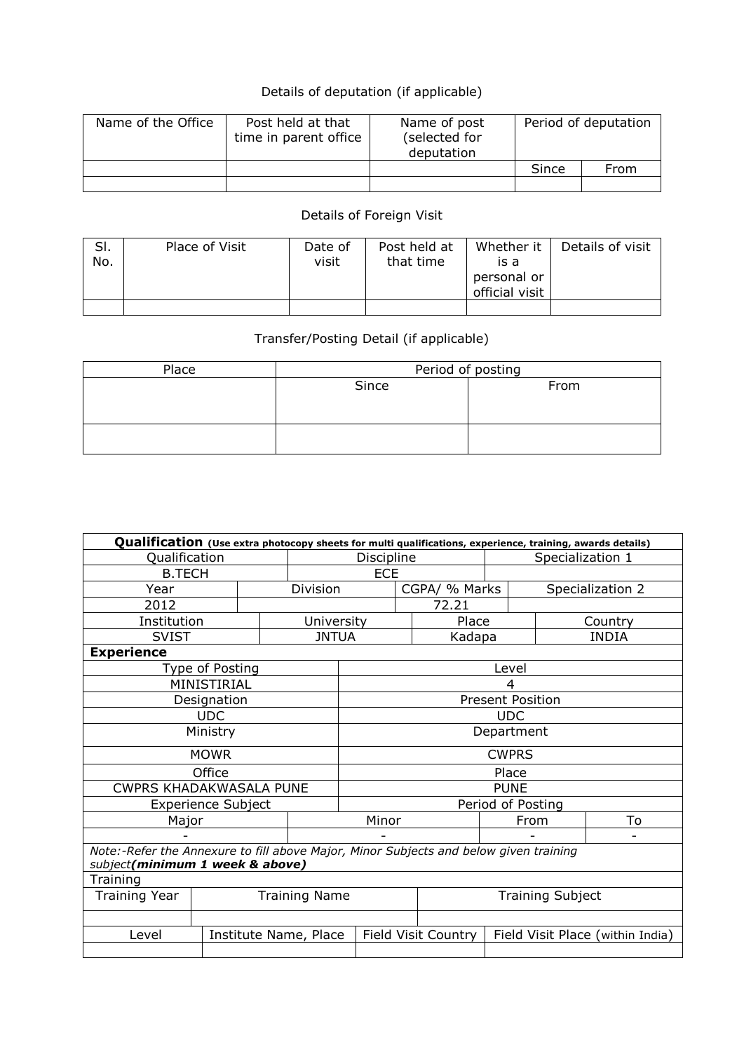Details of deputation (if applicable)

| Name of the Office | Post held at that time in parent office | Name of post (selected for deputation | Period of deputation | |
|---|---|---|---|---|
| | | | Since | From |
| | | | | |

Details of Foreign Visit

| Sl. No. | Place of Visit | Date of visit | Post held at that time | Whether it is a personal or official visit | Details of visit |
|---|---|---|---|---|---|
| | | | | | |

Transfer/Posting Detail (if applicable)

| Place | Period of posting | |
|---|---|---|
| | Since | From |
| | | |

| **Qualification** (Use extra photocopy sheets for multi qualifications, experience, training, awards details) | | | | | |
|---|---|---|---|---|---|
| Qualification | | Discipline | | Specialization 1 | |
| B.TECH | | ECE | | | |
| Year | Division | | CGPA/ % Marks | Specialization 2 | |
| 2012 | | | 72.21 | | |
| Institution | University | | Place | Country | |
| SVIST | JNTUA | | Kadapa | INDIA | |
| **Experience** | | | | | |
| Type of Posting | | Level | | | |
| MINISTIRIAL | | 4 | | | |
| Designation | | Present Position | | | |
| UDC | | UDC | | | |
| Ministry | | Department | | | |
| MOWR | | CWPRS | | | |
| Office | | Place | | | |
| CWPRS KHADAKWASALA PUNE | | PUNE | | | |
| Experience Subject | | Period of Posting | | | |
| Major | Minor | | From | To | |
| - | - | | - | - | |
| Note:-Refer the Annexure to fill above Major, Minor Subjects and below given training subject***(minimum 1 week & above)*** | | | | | |
| Training | | | | | |
| Training Year | Training Name | | Training Subject | | |
| | | | | | |
| Level | Institute Name, Place | Field Visit Country | Field Visit Place (within India) | | |
| | | | | | |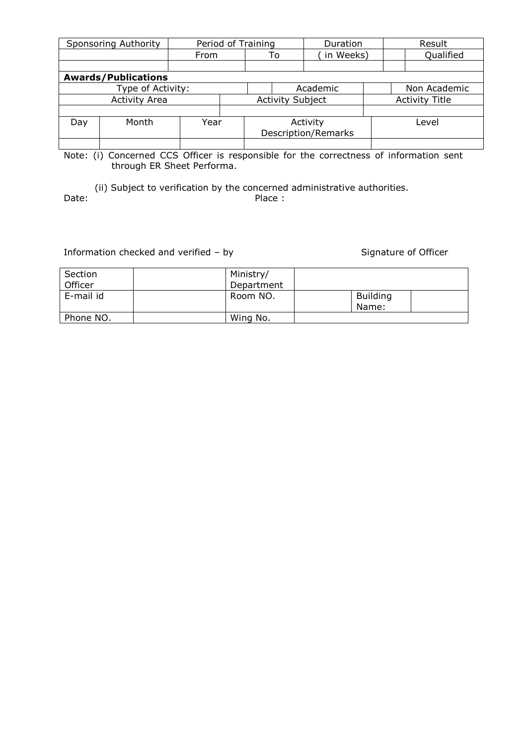| Sponsoring Authority | Period of Training | | Duration | Result | |
|---|---|---|---|---|---|
| | From | To | ( in Weeks) | | Qualified |
| | | | | | |

**Awards/Publications**

| Type of Activity: | | Academic | | Non Academic |
|---|---|---|---|---|
| Activity Area | | Activity Subject | | Activity Title |
| | | | | |

| Day | Month | Year | Activity Description/Remarks | Level |
|---|---|---|---|---|
| | | | | |

Note: (i) Concerned CCS Officer is responsible for the correctness of information sent through ER Sheet Performa.

(ii) Subject to verification by the concerned administrative authorities.

Date: Place :

Information checked and verified – by Signature of Officer

| Section Officer | | Ministry/ Department | | | |
|---|---|---|---|---|---|
| E-mail id | | Room NO. | | Building Name: | |
| Phone NO. | | Wing No. | | | |